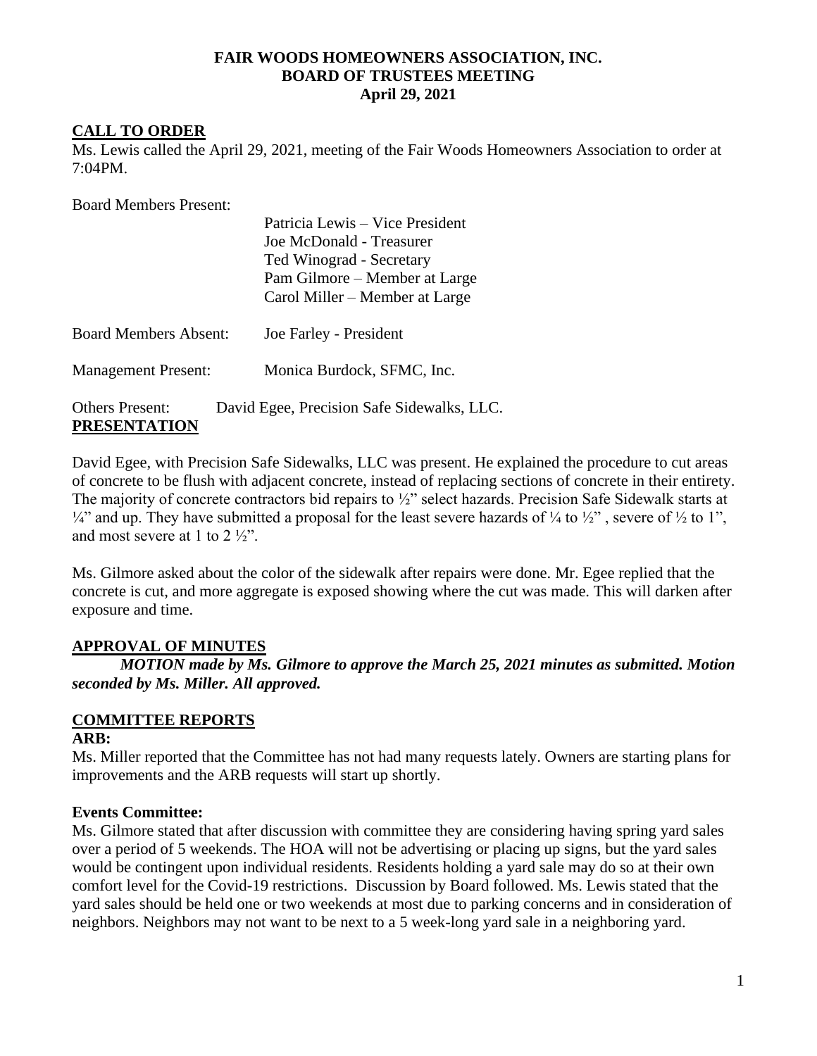**FAIR WOODS HOMEOWNERS ASSOCIATION, INC.**
**BOARD OF TRUSTEES MEETING**
**April 29, 2021**

## CALL TO ORDER

Ms. Lewis called the April 29, 2021, meeting of the Fair Woods Homeowners Association to order at 7:04PM.

Board Members Present:
- Patricia Lewis – Vice President
- Joe McDonald - Treasurer
- Ted Winograd - Secretary
- Pam Gilmore – Member at Large
- Carol Miller – Member at Large

Board Members Absent: Joe Farley - President

Management Present: Monica Burdock, SFMC, Inc.

Others Present: David Egee, Precision Safe Sidewalks, LLC.

## PRESENTATION

David Egee, with Precision Safe Sidewalks, LLC was present. He explained the procedure to cut areas of concrete to be flush with adjacent concrete, instead of replacing sections of concrete in their entirety. The majority of concrete contractors bid repairs to ½" select hazards. Precision Safe Sidewalk starts at ¼" and up. They have submitted a proposal for the least severe hazards of ¼ to ½" , severe of ½ to 1", and most severe at 1 to 2 ½".

Ms. Gilmore asked about the color of the sidewalk after repairs were done. Mr. Egee replied that the concrete is cut, and more aggregate is exposed showing where the cut was made. This will darken after exposure and time.

## APPROVAL OF MINUTES

***MOTION made by Ms. Gilmore to approve the March 25, 2021 minutes as submitted. Motion seconded by Ms. Miller. All approved.***

## COMMITTEE REPORTS

### ARB:

Ms. Miller reported that the Committee has not had many requests lately. Owners are starting plans for improvements and the ARB requests will start up shortly.

### Events Committee:

Ms. Gilmore stated that after discussion with committee they are considering having spring yard sales over a period of 5 weekends. The HOA will not be advertising or placing up signs, but the yard sales would be contingent upon individual residents. Residents holding a yard sale may do so at their own comfort level for the Covid-19 restrictions. Discussion by Board followed. Ms. Lewis stated that the yard sales should be held one or two weekends at most due to parking concerns and in consideration of neighbors. Neighbors may not want to be next to a 5 week-long yard sale in a neighboring yard.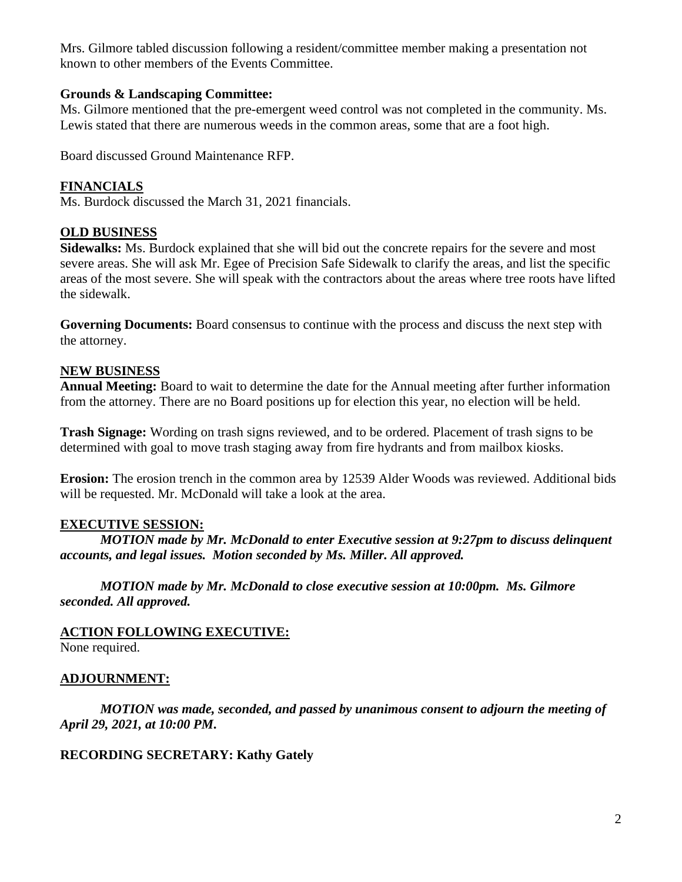Mrs. Gilmore tabled discussion following a resident/committee member making a presentation not known to other members of the Events Committee.

**Grounds & Landscaping Committee:**
Ms. Gilmore mentioned that the pre-emergent weed control was not completed in the community. Ms. Lewis stated that there are numerous weeds in the common areas, some that are a foot high.

Board discussed Ground Maintenance RFP.

## FINANCIALS

Ms. Burdock discussed the March 31, 2021 financials.

## OLD BUSINESS

**Sidewalks:** Ms. Burdock explained that she will bid out the concrete repairs for the severe and most severe areas. She will ask Mr. Egee of Precision Safe Sidewalk to clarify the areas, and list the specific areas of the most severe. She will speak with the contractors about the areas where tree roots have lifted the sidewalk.

**Governing Documents:** Board consensus to continue with the process and discuss the next step with the attorney.

## NEW BUSINESS

**Annual Meeting:** Board to wait to determine the date for the Annual meeting after further information from the attorney. There are no Board positions up for election this year, no election will be held.

**Trash Signage:** Wording on trash signs reviewed, and to be ordered. Placement of trash signs to be determined with goal to move trash staging away from fire hydrants and from mailbox kiosks.

**Erosion:** The erosion trench in the common area by 12539 Alder Woods was reviewed. Additional bids will be requested. Mr. McDonald will take a look at the area.

## EXECUTIVE SESSION:

***MOTION made by Mr. McDonald to enter Executive session at 9:27pm to discuss delinquent accounts, and legal issues. Motion seconded by Ms. Miller. All approved.***

***MOTION made by Mr. McDonald to close executive session at 10:00pm. Ms. Gilmore seconded. All approved.***

## ACTION FOLLOWING EXECUTIVE:

None required.

## ADJOURNMENT:

***MOTION was made, seconded, and passed by unanimous consent to adjourn the meeting of April 29, 2021, at 10:00 PM.***

**RECORDING SECRETARY: Kathy Gately**